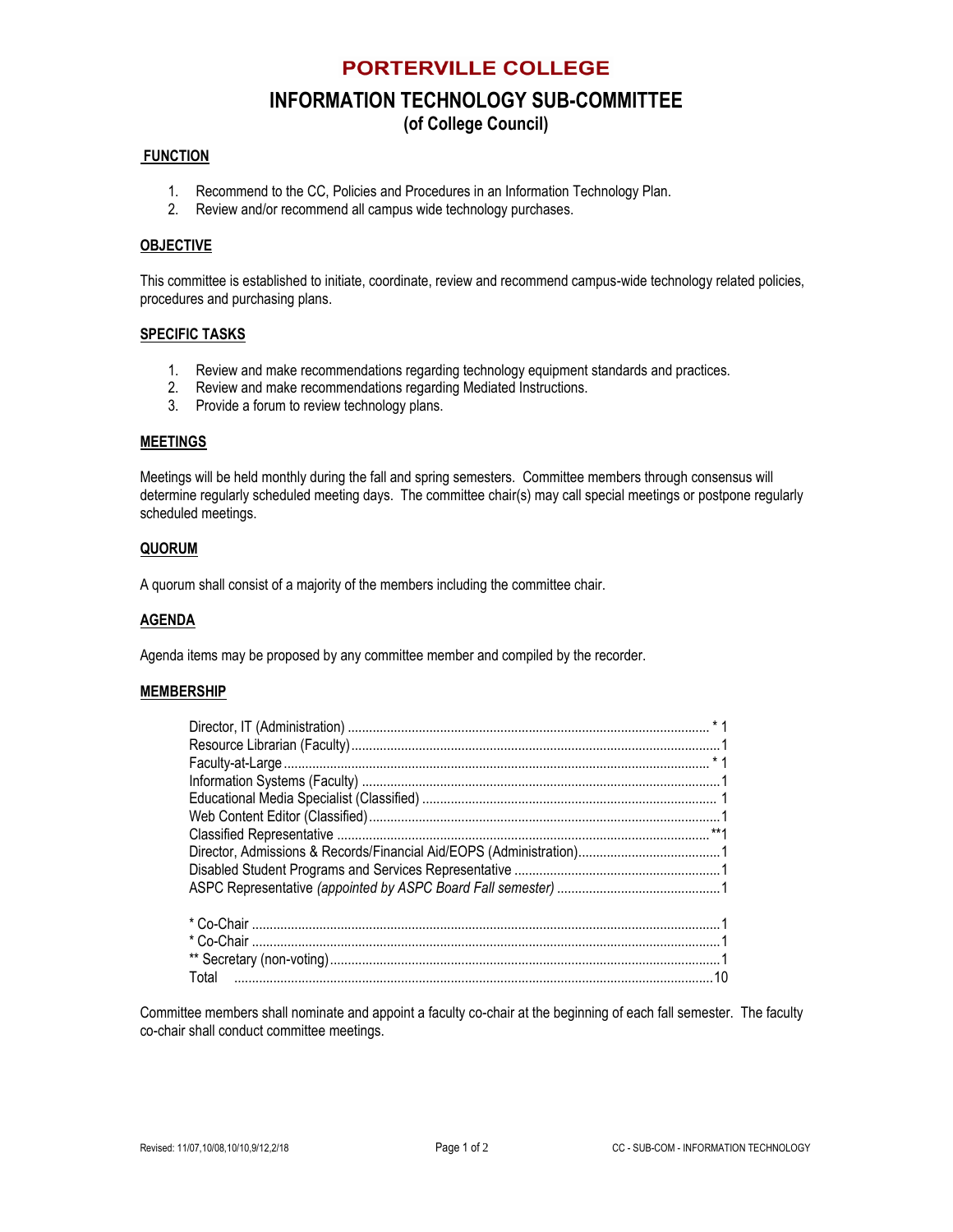# PORTERVILLE COLLEGE

## INFORMATION TECHNOLOGY SUB-COMMITTEE

### (of College Council)

**FUNCTION**

1. Recommend to the CC, Policies and Procedures in an Information Technology Plan.
2. Review and/or recommend all campus wide technology purchases.

**OBJECTIVE**

This committee is established to initiate, coordinate, review and recommend campus-wide technology related policies, procedures and purchasing plans.

**SPECIFIC TASKS**

1. Review and make recommendations regarding technology equipment standards and practices.
2. Review and make recommendations regarding Mediated Instructions.
3. Provide a forum to review technology plans.

**MEETINGS**

Meetings will be held monthly during the fall and spring semesters. Committee members through consensus will determine regularly scheduled meeting days. The committee chair(s) may call special meetings or postpone regularly scheduled meetings.

**QUORUM**

A quorum shall consist of a majority of the members including the committee chair.

**AGENDA**

Agenda items may be proposed by any committee member and compiled by the recorder.

**MEMBERSHIP**

| Member | Number |
|---|---|
| Director, IT (Administration) | * 1 |
| Resource Librarian (Faculty) | 1 |
| Faculty-at-Large | * 1 |
| Information Systems (Faculty) | 1 |
| Educational Media Specialist (Classified) | 1 |
| Web Content Editor (Classified) | 1 |
| Classified Representative | **1 |
| Director, Admissions & Records/Financial Aid/EOPS (Administration) | 1 |
| Disabled Student Programs and Services Representative | 1 |
| ASPC Representative *(appointed by ASPC Board Fall semester)* | 1 |
| | |
| * Co-Chair | 1 |
| * Co-Chair | 1 |
| ** Secretary (non-voting) | 1 |
| Total | 10 |

Committee members shall nominate and appoint a faculty co-chair at the beginning of each fall semester. The faculty co-chair shall conduct committee meetings.

Revised: 11/07,10/08,10/10,9/12,2/18

CC - SUB-COM - INFORMATION TECHNOLOGY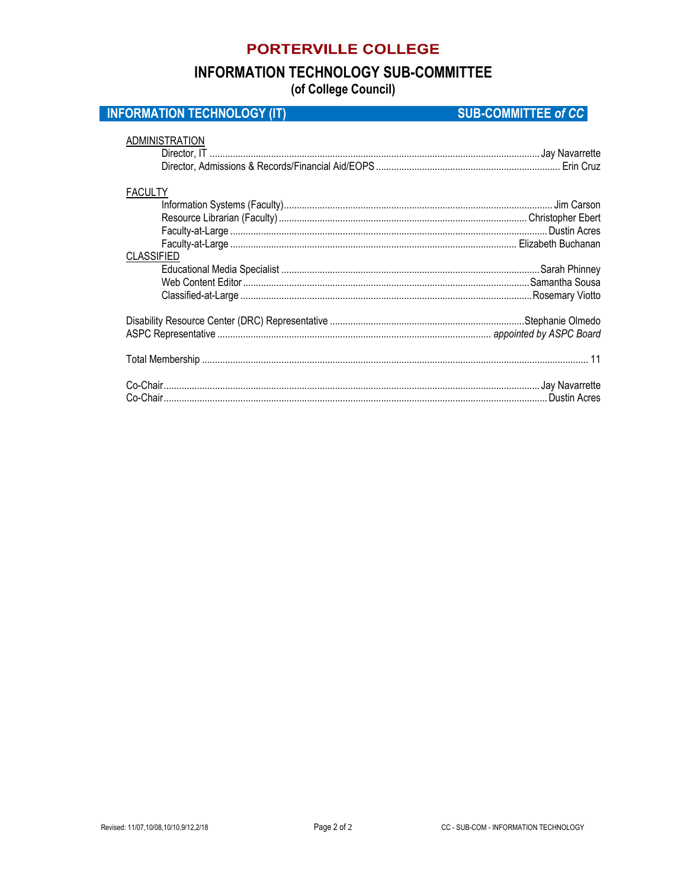# PORTERVILLE COLLEGE

## INFORMATION TECHNOLOGY SUB-COMMITTEE

**(of College Council)**

### INFORMATION TECHNOLOGY (IT) — SUB-COMMITTEE *of CC*

ADMINISTRATION

- Director, IT ........ Jay Navarrette
- Director, Admissions & Records/Financial Aid/EOPS ........ Erin Cruz

FACULTY

- Information Systems (Faculty) ........ Jim Carson
- Resource Librarian (Faculty) ........ Christopher Ebert
- Faculty-at-Large ........ Dustin Acres
- Faculty-at-Large ........ Elizabeth Buchanan

CLASSIFIED

- Educational Media Specialist ........ Sarah Phinney
- Web Content Editor ........ Samantha Sousa
- Classified-at-Large ........ Rosemary Viotto

Disability Resource Center (DRC) Representative ........ Stephanie Olmedo

ASPC Representative ........ *appointed by ASPC Board*

Total Membership ........ 11

Co-Chair ........ Jay Navarrette

Co-Chair ........ Dustin Acres

Revised: 11/07,10/08,10/10,9/12,2/18

CC - SUB-COM - INFORMATION TECHNOLOGY